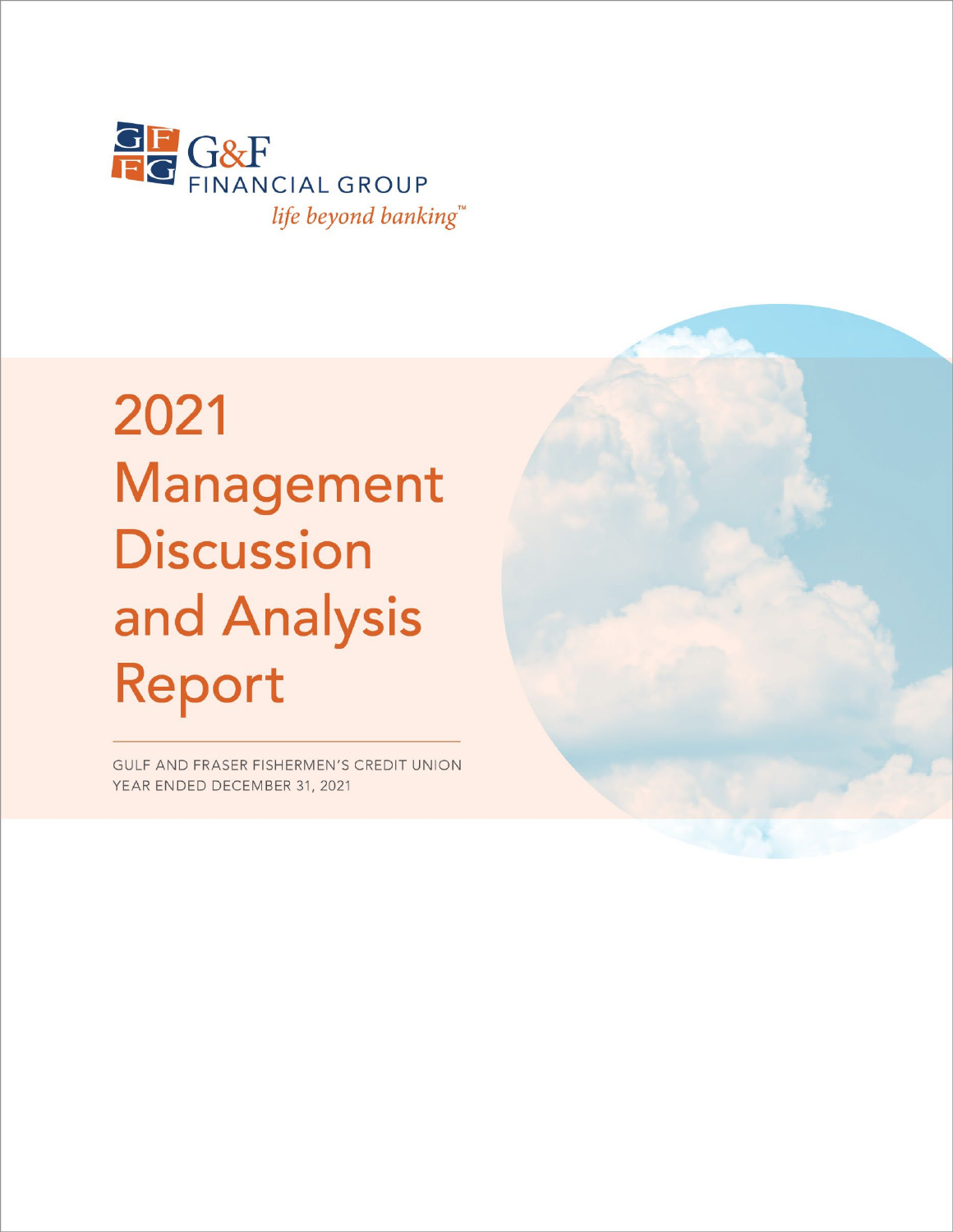G&F FINANCIAL GROUP

*life beyond banking*™

# 2021 Management Discussion and Analysis Report

GULF AND FRASER FISHERMEN'S CREDIT UNION
YEAR ENDED DECEMBER 31, 2021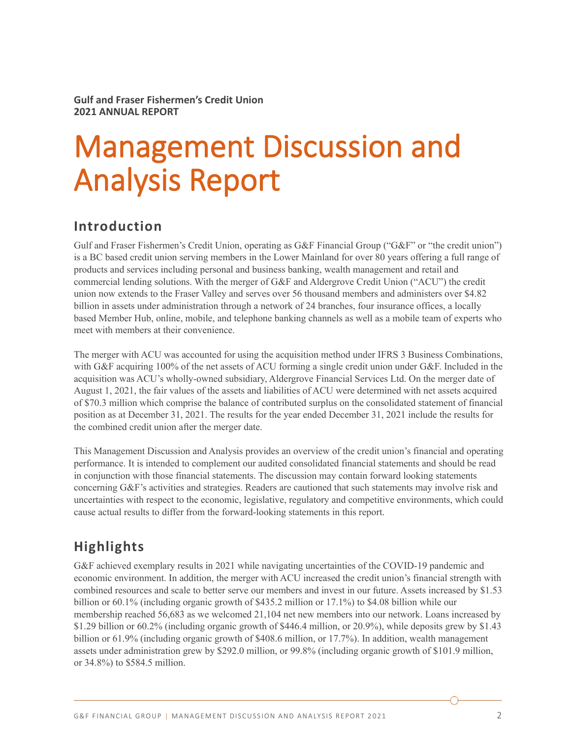**Gulf and Fraser Fishermen's Credit Union**
**2021 ANNUAL REPORT**

# Management Discussion and Analysis Report

## Introduction

Gulf and Fraser Fishermen's Credit Union, operating as G&F Financial Group ("G&F" or "the credit union") is a BC based credit union serving members in the Lower Mainland for over 80 years offering a full range of products and services including personal and business banking, wealth management and retail and commercial lending solutions. With the merger of G&F and Aldergrove Credit Union ("ACU") the credit union now extends to the Fraser Valley and serves over 56 thousand members and administers over $4.82 billion in assets under administration through a network of 24 branches, four insurance offices, a locally based Member Hub, online, mobile, and telephone banking channels as well as a mobile team of experts who meet with members at their convenience.

The merger with ACU was accounted for using the acquisition method under IFRS 3 Business Combinations, with G&F acquiring 100% of the net assets of ACU forming a single credit union under G&F. Included in the acquisition was ACU's wholly-owned subsidiary, Aldergrove Financial Services Ltd. On the merger date of August 1, 2021, the fair values of the assets and liabilities of ACU were determined with net assets acquired of $70.3 million which comprise the balance of contributed surplus on the consolidated statement of financial position as at December 31, 2021. The results for the year ended December 31, 2021 include the results for the combined credit union after the merger date.

This Management Discussion and Analysis provides an overview of the credit union's financial and operating performance. It is intended to complement our audited consolidated financial statements and should be read in conjunction with those financial statements. The discussion may contain forward looking statements concerning G&F's activities and strategies. Readers are cautioned that such statements may involve risk and uncertainties with respect to the economic, legislative, regulatory and competitive environments, which could cause actual results to differ from the forward-looking statements in this report.

## Highlights

G&F achieved exemplary results in 2021 while navigating uncertainties of the COVID-19 pandemic and economic environment. In addition, the merger with ACU increased the credit union's financial strength with combined resources and scale to better serve our members and invest in our future. Assets increased by $1.53 billion or 60.1% (including organic growth of $435.2 million or 17.1%) to $4.08 billion while our membership reached 56,683 as we welcomed 21,104 net new members into our network. Loans increased by $1.29 billion or 60.2% (including organic growth of $446.4 million, or 20.9%), while deposits grew by $1.43 billion or 61.9% (including organic growth of $408.6 million, or 17.7%). In addition, wealth management assets under administration grew by $292.0 million, or 99.8% (including organic growth of $101.9 million, or 34.8%) to $584.5 million.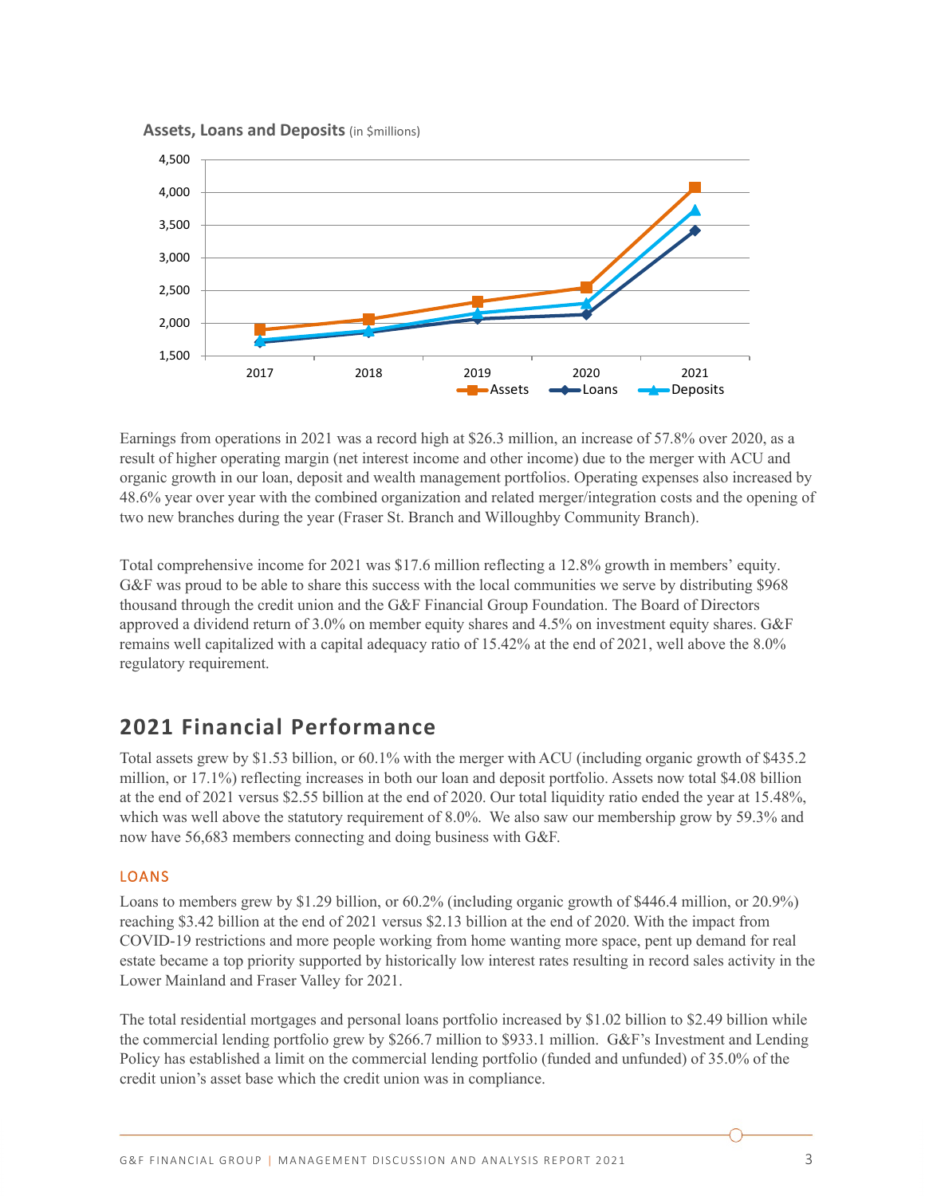**Assets, Loans and Deposits** (in $millions)

Earnings from operations in 2021 was a record high at $26.3 million, an increase of 57.8% over 2020, as a result of higher operating margin (net interest income and other income) due to the merger with ACU and organic growth in our loan, deposit and wealth management portfolios. Operating expenses also increased by 48.6% year over year with the combined organization and related merger/integration costs and the opening of two new branches during the year (Fraser St. Branch and Willoughby Community Branch).

Total comprehensive income for 2021 was $17.6 million reflecting a 12.8% growth in members' equity. G&F was proud to be able to share this success with the local communities we serve by distributing $968 thousand through the credit union and the G&F Financial Group Foundation. The Board of Directors approved a dividend return of 3.0% on member equity shares and 4.5% on investment equity shares. G&F remains well capitalized with a capital adequacy ratio of 15.42% at the end of 2021, well above the 8.0% regulatory requirement.

## 2021 Financial Performance

Total assets grew by $1.53 billion, or 60.1% with the merger with ACU (including organic growth of $435.2 million, or 17.1%) reflecting increases in both our loan and deposit portfolio. Assets now total $4.08 billion at the end of 2021 versus $2.55 billion at the end of 2020. Our total liquidity ratio ended the year at 15.48%, which was well above the statutory requirement of 8.0%. We also saw our membership grow by 59.3% and now have 56,683 members connecting and doing business with G&F.

### LOANS

Loans to members grew by $1.29 billion, or 60.2% (including organic growth of $446.4 million, or 20.9%) reaching $3.42 billion at the end of 2021 versus $2.13 billion at the end of 2020. With the impact from COVID-19 restrictions and more people working from home wanting more space, pent up demand for real estate became a top priority supported by historically low interest rates resulting in record sales activity in the Lower Mainland and Fraser Valley for 2021.

The total residential mortgages and personal loans portfolio increased by $1.02 billion to $2.49 billion while the commercial lending portfolio grew by $266.7 million to $933.1 million. G&F's Investment and Lending Policy has established a limit on the commercial lending portfolio (funded and unfunded) of 35.0% of the credit union's asset base which the credit union was in compliance.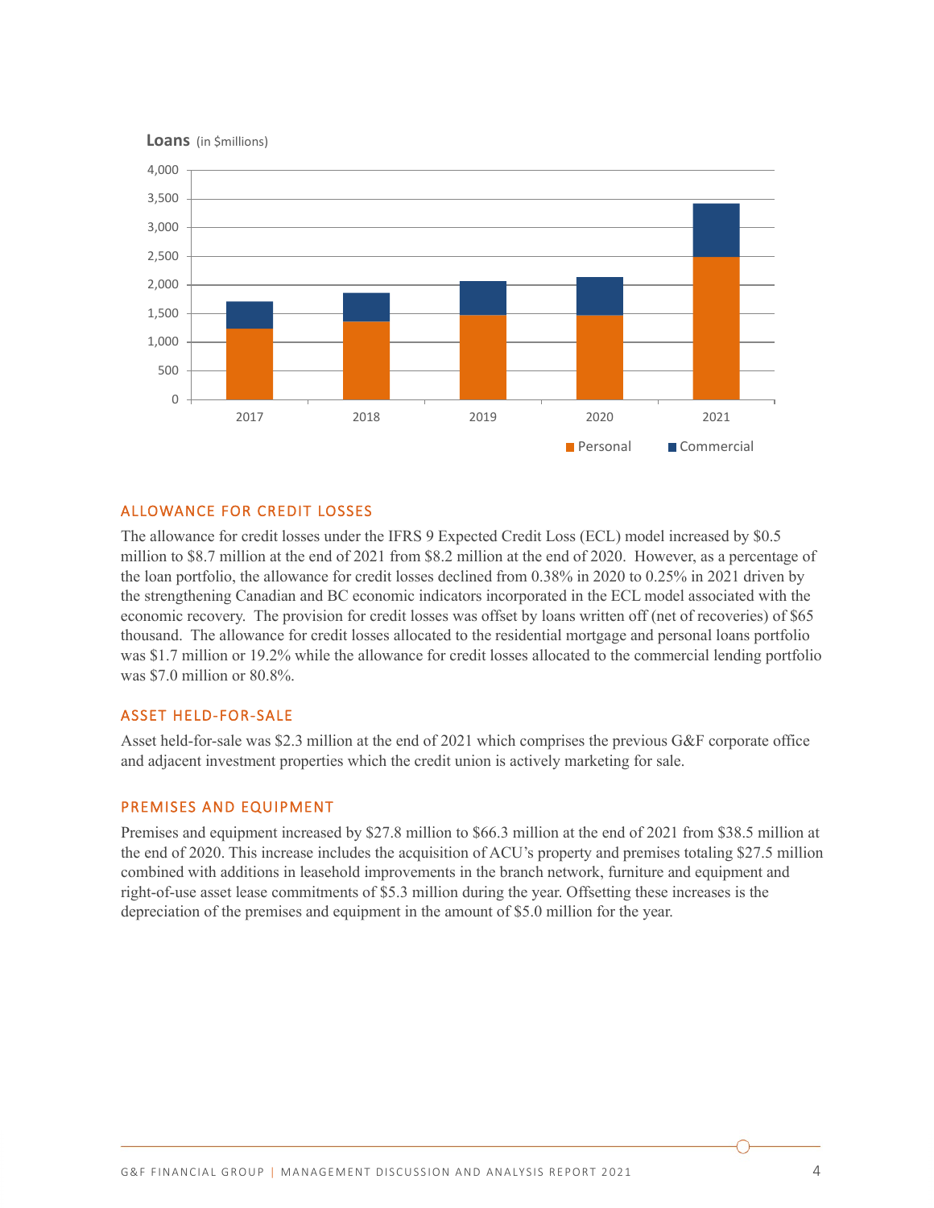**Loans** (in $millions)

## ALLOWANCE FOR CREDIT LOSSES

The allowance for credit losses under the IFRS 9 Expected Credit Loss (ECL) model increased by $0.5 million to $8.7 million at the end of 2021 from $8.2 million at the end of 2020. However, as a percentage of the loan portfolio, the allowance for credit losses declined from 0.38% in 2020 to 0.25% in 2021 driven by the strengthening Canadian and BC economic indicators incorporated in the ECL model associated with the economic recovery. The provision for credit losses was offset by loans written off (net of recoveries) of $65 thousand. The allowance for credit losses allocated to the residential mortgage and personal loans portfolio was $1.7 million or 19.2% while the allowance for credit losses allocated to the commercial lending portfolio was $7.0 million or 80.8%.

## ASSET HELD-FOR-SALE

Asset held-for-sale was $2.3 million at the end of 2021 which comprises the previous G&F corporate office and adjacent investment properties which the credit union is actively marketing for sale.

## PREMISES AND EQUIPMENT

Premises and equipment increased by $27.8 million to $66.3 million at the end of 2021 from $38.5 million at the end of 2020. This increase includes the acquisition of ACU's property and premises totaling $27.5 million combined with additions in leasehold improvements in the branch network, furniture and equipment and right-of-use asset lease commitments of $5.3 million during the year. Offsetting these increases is the depreciation of the premises and equipment in the amount of $5.0 million for the year.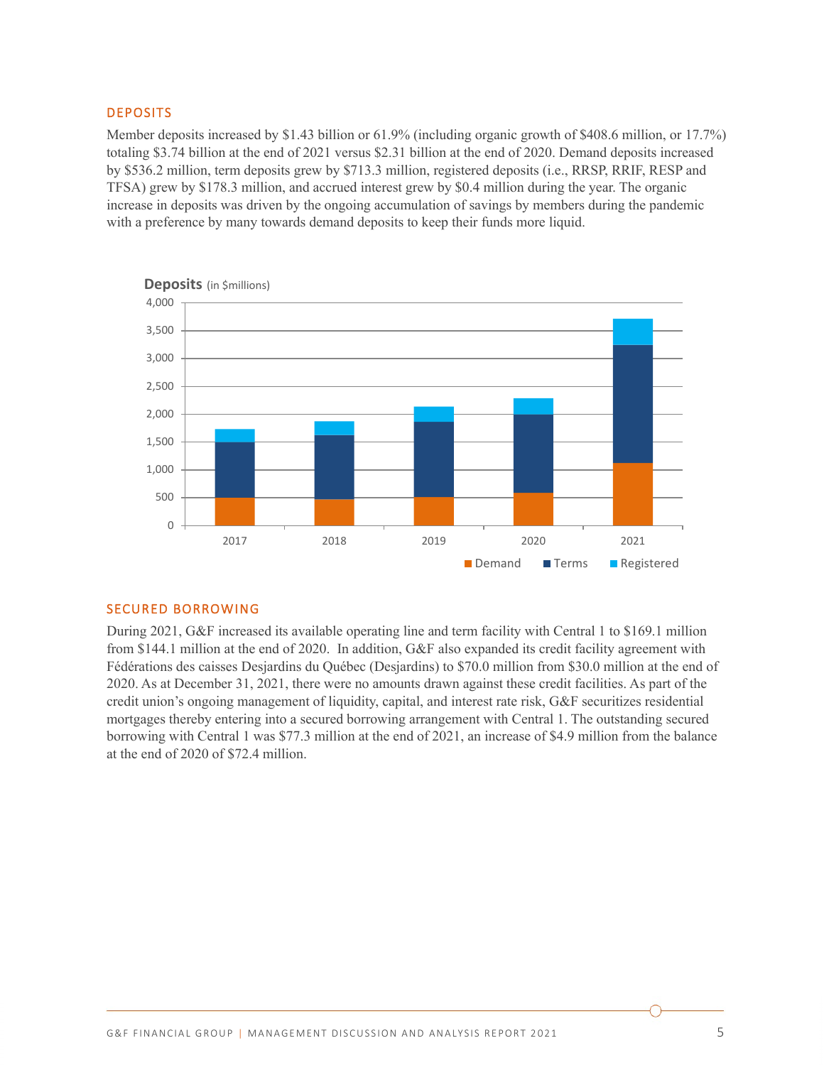## DEPOSITS

Member deposits increased by $1.43 billion or 61.9% (including organic growth of $408.6 million, or 17.7%) totaling $3.74 billion at the end of 2021 versus $2.31 billion at the end of 2020. Demand deposits increased by $536.2 million, term deposits grew by $713.3 million, registered deposits (i.e., RRSP, RRIF, RESP and TFSA) grew by $178.3 million, and accrued interest grew by $0.4 million during the year. The organic increase in deposits was driven by the ongoing accumulation of savings by members during the pandemic with a preference by many towards demand deposits to keep their funds more liquid.

**Deposits** (in $millions)

## SECURED BORROWING

During 2021, G&F increased its available operating line and term facility with Central 1 to $169.1 million from $144.1 million at the end of 2020. In addition, G&F also expanded its credit facility agreement with Fédérations des caisses Desjardins du Québec (Desjardins) to $70.0 million from $30.0 million at the end of 2020. As at December 31, 2021, there were no amounts drawn against these credit facilities. As part of the credit union's ongoing management of liquidity, capital, and interest rate risk, G&F securitizes residential mortgages thereby entering into a secured borrowing arrangement with Central 1. The outstanding secured borrowing with Central 1 was $77.3 million at the end of 2021, an increase of $4.9 million from the balance at the end of 2020 of $72.4 million.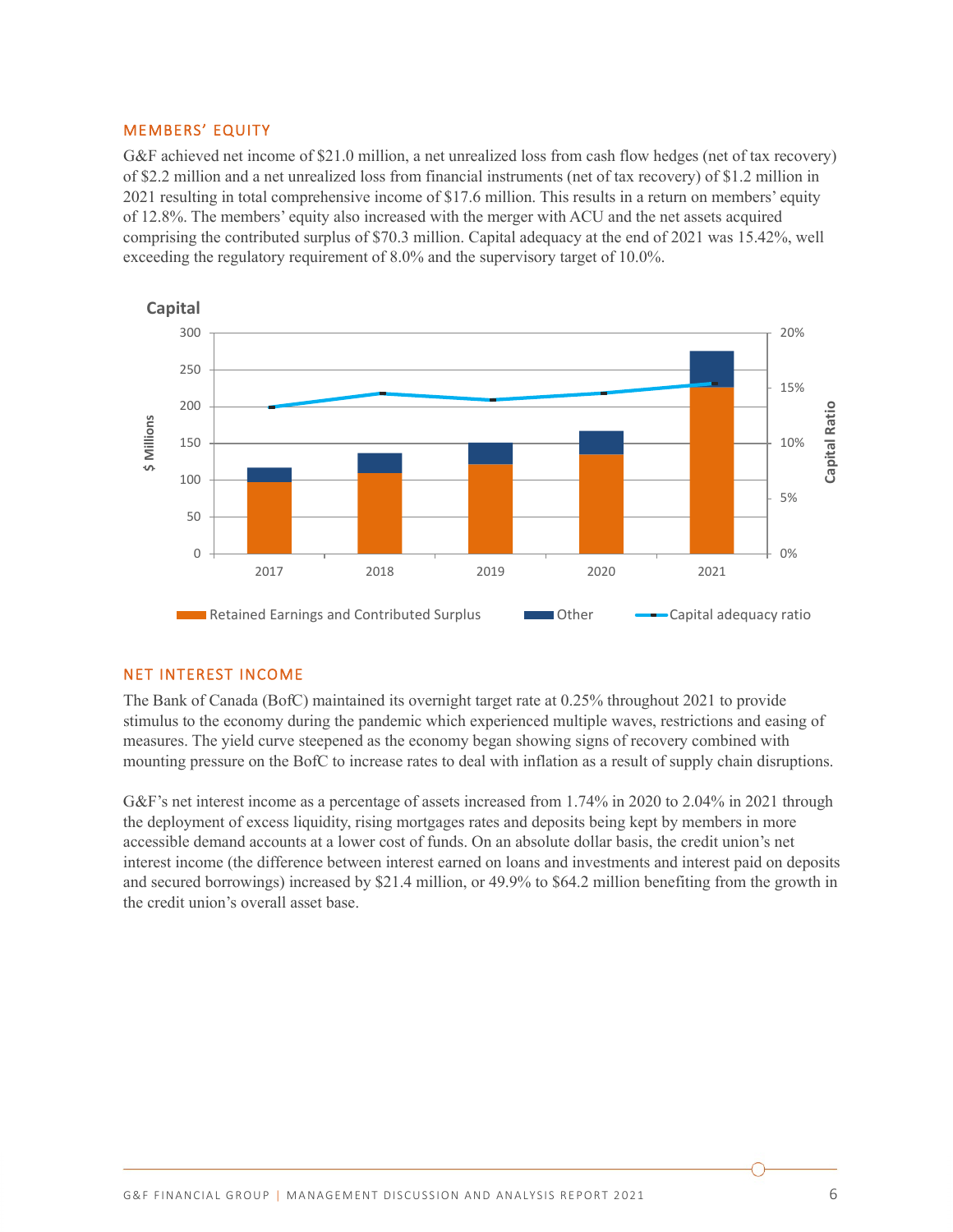## MEMBERS' EQUITY

G&F achieved net income of $21.0 million, a net unrealized loss from cash flow hedges (net of tax recovery) of $2.2 million and a net unrealized loss from financial instruments (net of tax recovery) of $1.2 million in 2021 resulting in total comprehensive income of $17.6 million. This results in a return on members' equity of 12.8%. The members' equity also increased with the merger with ACU and the net assets acquired comprising the contributed surplus of $70.3 million. Capital adequacy at the end of 2021 was 15.42%, well exceeding the regulatory requirement of 8.0% and the supervisory target of 10.0%.

**Capital**

Legend: Retained Earnings and Contributed Surplus | Other | Capital adequacy ratio

Left axis: $ Millions (0–300); right axis: Capital Ratio (0%–20%); years 2017–2021.

## NET INTEREST INCOME

The Bank of Canada (BofC) maintained its overnight target rate at 0.25% throughout 2021 to provide stimulus to the economy during the pandemic which experienced multiple waves, restrictions and easing of measures. The yield curve steepened as the economy began showing signs of recovery combined with mounting pressure on the BofC to increase rates to deal with inflation as a result of supply chain disruptions.

G&F's net interest income as a percentage of assets increased from 1.74% in 2020 to 2.04% in 2021 through the deployment of excess liquidity, rising mortgages rates and deposits being kept by members in more accessible demand accounts at a lower cost of funds. On an absolute dollar basis, the credit union's net interest income (the difference between interest earned on loans and investments and interest paid on deposits and secured borrowings) increased by $21.4 million, or 49.9% to $64.2 million benefiting from the growth in the credit union's overall asset base.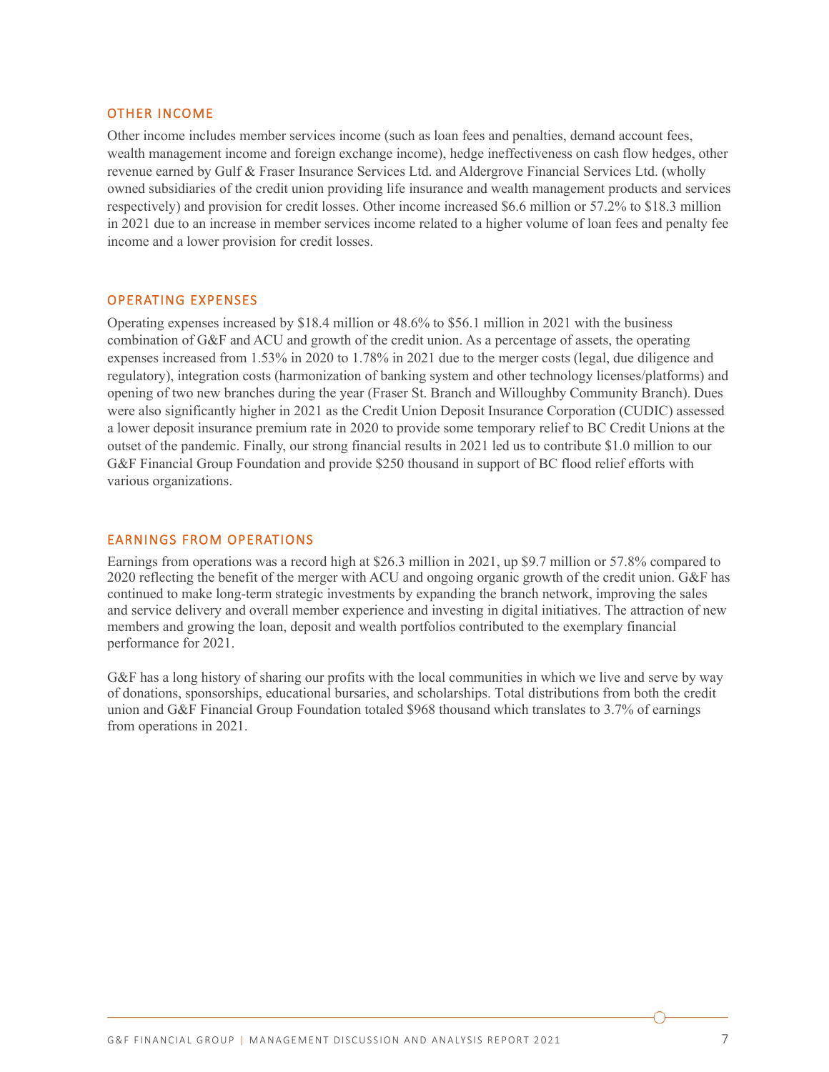## OTHER INCOME

Other income includes member services income (such as loan fees and penalties, demand account fees, wealth management income and foreign exchange income), hedge ineffectiveness on cash flow hedges, other revenue earned by Gulf & Fraser Insurance Services Ltd. and Aldergrove Financial Services Ltd. (wholly owned subsidiaries of the credit union providing life insurance and wealth management products and services respectively) and provision for credit losses. Other income increased $6.6 million or 57.2% to $18.3 million in 2021 due to an increase in member services income related to a higher volume of loan fees and penalty fee income and a lower provision for credit losses.

## OPERATING EXPENSES

Operating expenses increased by $18.4 million or 48.6% to $56.1 million in 2021 with the business combination of G&F and ACU and growth of the credit union. As a percentage of assets, the operating expenses increased from 1.53% in 2020 to 1.78% in 2021 due to the merger costs (legal, due diligence and regulatory), integration costs (harmonization of banking system and other technology licenses/platforms) and opening of two new branches during the year (Fraser St. Branch and Willoughby Community Branch). Dues were also significantly higher in 2021 as the Credit Union Deposit Insurance Corporation (CUDIC) assessed a lower deposit insurance premium rate in 2020 to provide some temporary relief to BC Credit Unions at the outset of the pandemic. Finally, our strong financial results in 2021 led us to contribute $1.0 million to our G&F Financial Group Foundation and provide $250 thousand in support of BC flood relief efforts with various organizations.

## EARNINGS FROM OPERATIONS

Earnings from operations was a record high at $26.3 million in 2021, up $9.7 million or 57.8% compared to 2020 reflecting the benefit of the merger with ACU and ongoing organic growth of the credit union. G&F has continued to make long-term strategic investments by expanding the branch network, improving the sales and service delivery and overall member experience and investing in digital initiatives. The attraction of new members and growing the loan, deposit and wealth portfolios contributed to the exemplary financial performance for 2021.

G&F has a long history of sharing our profits with the local communities in which we live and serve by way of donations, sponsorships, educational bursaries, and scholarships. Total distributions from both the credit union and G&F Financial Group Foundation totaled $968 thousand which translates to 3.7% of earnings from operations in 2021.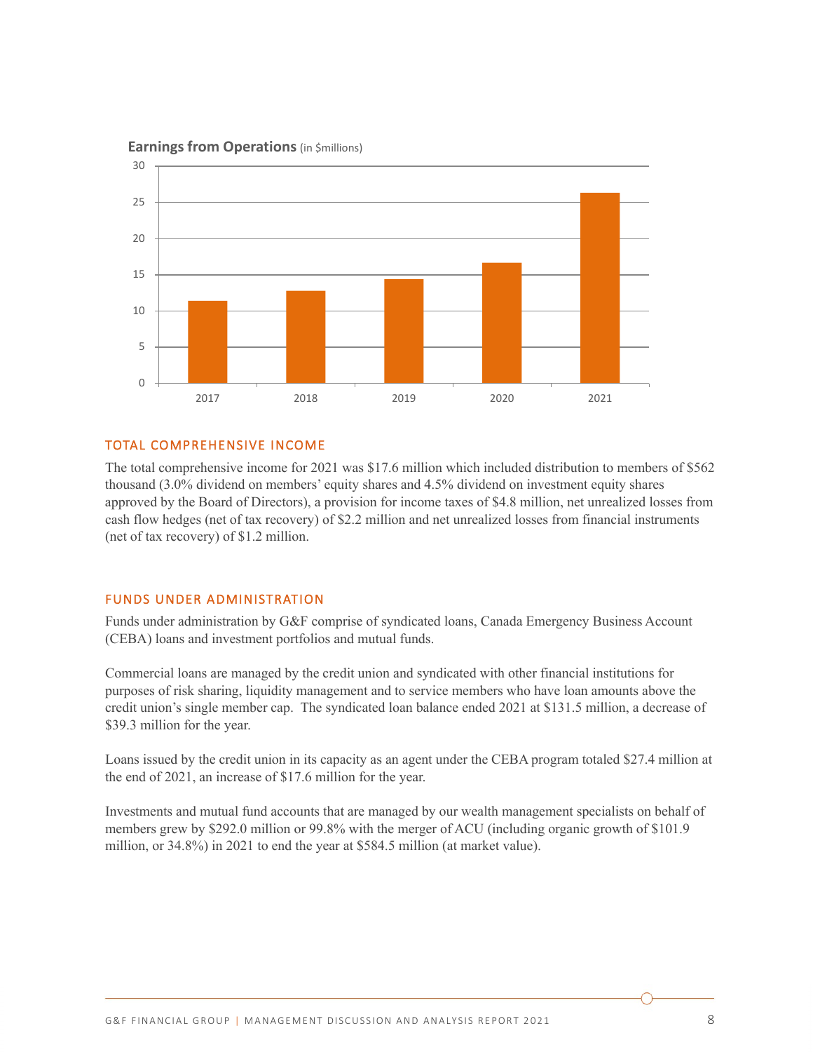**Earnings from Operations** (in $millions)

| Year | Earnings from Operations |
|---|---|
| 2017 | ~11.4 |
| 2018 | ~12.8 |
| 2019 | ~14.4 |
| 2020 | ~16.7 |
| 2021 | ~26.3 |

## TOTAL COMPREHENSIVE INCOME

The total comprehensive income for 2021 was $17.6 million which included distribution to members of $562 thousand (3.0% dividend on members' equity shares and 4.5% dividend on investment equity shares approved by the Board of Directors), a provision for income taxes of $4.8 million, net unrealized losses from cash flow hedges (net of tax recovery) of $2.2 million and net unrealized losses from financial instruments (net of tax recovery) of $1.2 million.

## FUNDS UNDER ADMINISTRATION

Funds under administration by G&F comprise of syndicated loans, Canada Emergency Business Account (CEBA) loans and investment portfolios and mutual funds.

Commercial loans are managed by the credit union and syndicated with other financial institutions for purposes of risk sharing, liquidity management and to service members who have loan amounts above the credit union's single member cap. The syndicated loan balance ended 2021 at $131.5 million, a decrease of $39.3 million for the year.

Loans issued by the credit union in its capacity as an agent under the CEBA program totaled $27.4 million at the end of 2021, an increase of $17.6 million for the year.

Investments and mutual fund accounts that are managed by our wealth management specialists on behalf of members grew by $292.0 million or 99.8% with the merger of ACU (including organic growth of $101.9 million, or 34.8%) in 2021 to end the year at $584.5 million (at market value).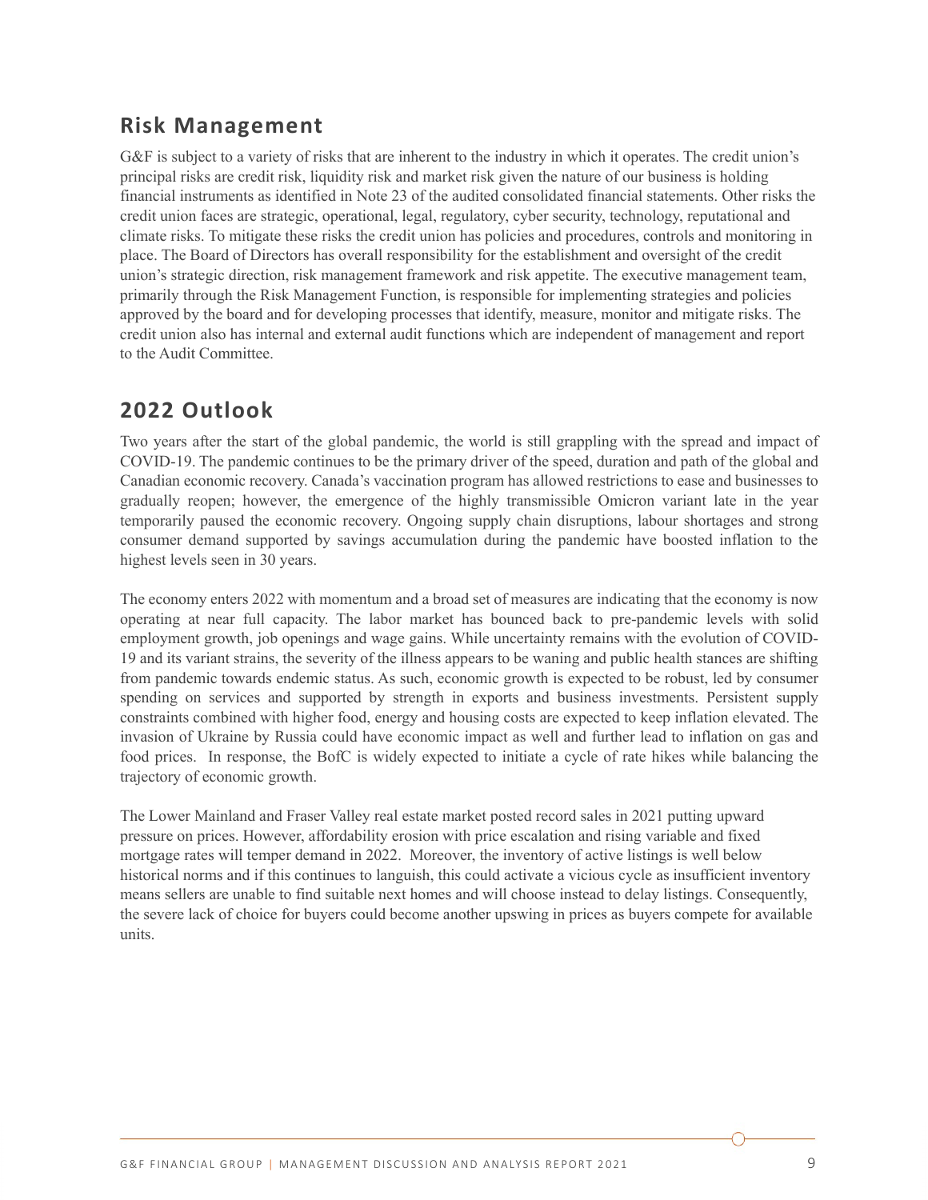## Risk Management

G&F is subject to a variety of risks that are inherent to the industry in which it operates. The credit union's principal risks are credit risk, liquidity risk and market risk given the nature of our business is holding financial instruments as identified in Note 23 of the audited consolidated financial statements. Other risks the credit union faces are strategic, operational, legal, regulatory, cyber security, technology, reputational and climate risks. To mitigate these risks the credit union has policies and procedures, controls and monitoring in place. The Board of Directors has overall responsibility for the establishment and oversight of the credit union's strategic direction, risk management framework and risk appetite. The executive management team, primarily through the Risk Management Function, is responsible for implementing strategies and policies approved by the board and for developing processes that identify, measure, monitor and mitigate risks. The credit union also has internal and external audit functions which are independent of management and report to the Audit Committee.

## 2022 Outlook

Two years after the start of the global pandemic, the world is still grappling with the spread and impact of COVID-19. The pandemic continues to be the primary driver of the speed, duration and path of the global and Canadian economic recovery. Canada's vaccination program has allowed restrictions to ease and businesses to gradually reopen; however, the emergence of the highly transmissible Omicron variant late in the year temporarily paused the economic recovery. Ongoing supply chain disruptions, labour shortages and strong consumer demand supported by savings accumulation during the pandemic have boosted inflation to the highest levels seen in 30 years.

The economy enters 2022 with momentum and a broad set of measures are indicating that the economy is now operating at near full capacity. The labor market has bounced back to pre-pandemic levels with solid employment growth, job openings and wage gains. While uncertainty remains with the evolution of COVID-19 and its variant strains, the severity of the illness appears to be waning and public health stances are shifting from pandemic towards endemic status. As such, economic growth is expected to be robust, led by consumer spending on services and supported by strength in exports and business investments. Persistent supply constraints combined with higher food, energy and housing costs are expected to keep inflation elevated. The invasion of Ukraine by Russia could have economic impact as well and further lead to inflation on gas and food prices. In response, the BofC is widely expected to initiate a cycle of rate hikes while balancing the trajectory of economic growth.

The Lower Mainland and Fraser Valley real estate market posted record sales in 2021 putting upward pressure on prices. However, affordability erosion with price escalation and rising variable and fixed mortgage rates will temper demand in 2022. Moreover, the inventory of active listings is well below historical norms and if this continues to languish, this could activate a vicious cycle as insufficient inventory means sellers are unable to find suitable next homes and will choose instead to delay listings. Consequently, the severe lack of choice for buyers could become another upswing in prices as buyers compete for available units.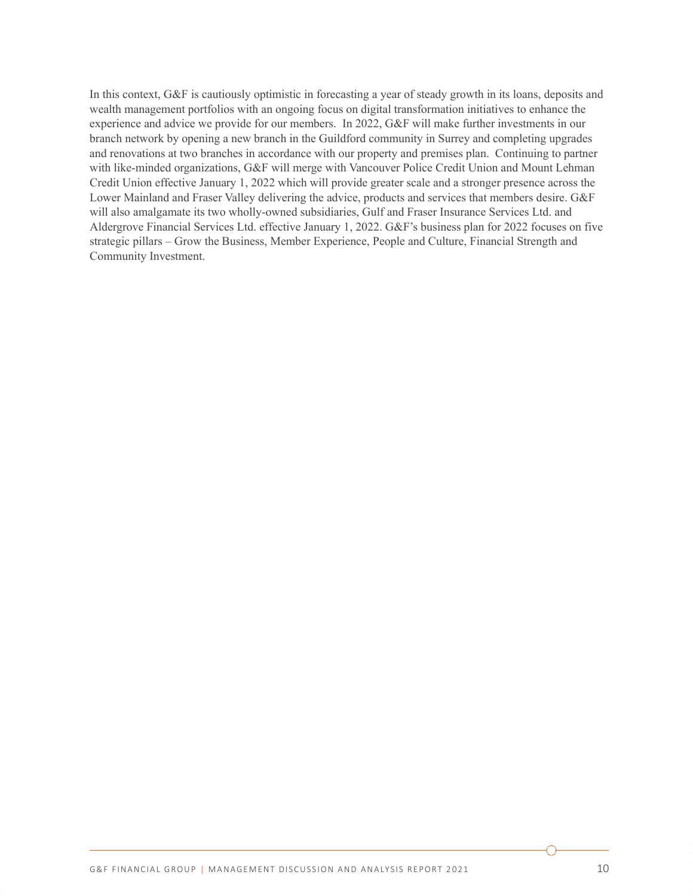In this context, G&F is cautiously optimistic in forecasting a year of steady growth in its loans, deposits and wealth management portfolios with an ongoing focus on digital transformation initiatives to enhance the experience and advice we provide for our members. In 2022, G&F will make further investments in our branch network by opening a new branch in the Guildford community in Surrey and completing upgrades and renovations at two branches in accordance with our property and premises plan. Continuing to partner with like-minded organizations, G&F will merge with Vancouver Police Credit Union and Mount Lehman Credit Union effective January 1, 2022 which will provide greater scale and a stronger presence across the Lower Mainland and Fraser Valley delivering the advice, products and services that members desire. G&F will also amalgamate its two wholly-owned subsidiaries, Gulf and Fraser Insurance Services Ltd. and Aldergrove Financial Services Ltd. effective January 1, 2022. G&F's business plan for 2022 focuses on five strategic pillars – Grow the Business, Member Experience, People and Culture, Financial Strength and Community Investment.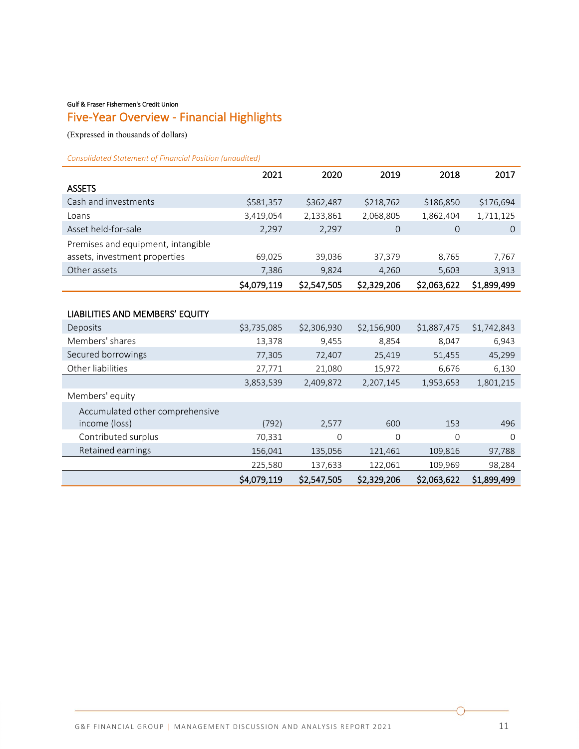Gulf & Fraser Fishermen's Credit Union

## Five-Year Overview - Financial Highlights

(Expressed in thousands of dollars)

*Consolidated Statement of Financial Position (unaudited)*

| | 2021 | 2020 | 2019 | 2018 | 2017 |
|---|---|---|---|---|---|
| **ASSETS** | | | | | |
| Cash and investments | $581,357 | $362,487 | $218,762 | $186,850 | $176,694 |
| Loans | 3,419,054 | 2,133,861 | 2,068,805 | 1,862,404 | 1,711,125 |
| Asset held-for-sale | 2,297 | 2,297 | 0 | 0 | 0 |
| Premises and equipment, intangible assets, investment properties | 69,025 | 39,036 | 37,379 | 8,765 | 7,767 |
| Other assets | 7,386 | 9,824 | 4,260 | 5,603 | 3,913 |
| | **$4,079,119** | **$2,547,505** | **$2,329,206** | **$2,063,622** | **$1,899,499** |
| | | | | | |
| **LIABILITIES AND MEMBERS' EQUITY** | | | | | |
| Deposits | $3,735,085 | $2,306,930 | $2,156,900 | $1,887,475 | $1,742,843 |
| Members' shares | 13,378 | 9,455 | 8,854 | 8,047 | 6,943 |
| Secured borrowings | 77,305 | 72,407 | 25,419 | 51,455 | 45,299 |
| Other liabilities | 27,771 | 21,080 | 15,972 | 6,676 | 6,130 |
| | 3,853,539 | 2,409,872 | 2,207,145 | 1,953,653 | 1,801,215 |
| Members' equity | | | | | |
| Accumulated other comprehensive income (loss) | (792) | 2,577 | 600 | 153 | 496 |
| Contributed surplus | 70,331 | 0 | 0 | 0 | 0 |
| Retained earnings | 156,041 | 135,056 | 121,461 | 109,816 | 97,788 |
| | 225,580 | 137,633 | 122,061 | 109,969 | 98,284 |
| | **$4,079,119** | **$2,547,505** | **$2,329,206** | **$2,063,622** | **$1,899,499** |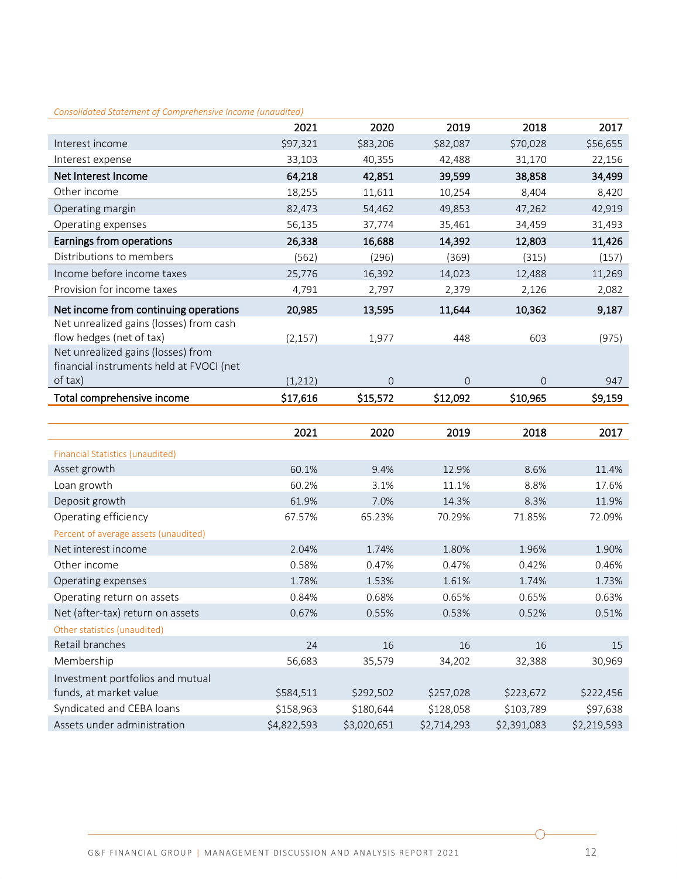*Consolidated Statement of Comprehensive Income (unaudited)*

| | 2021 | 2020 | 2019 | 2018 | 2017 |
|---|---|---|---|---|---|
| Interest income | $97,321 | $83,206 | $82,087 | $70,028 | $56,655 |
| Interest expense | 33,103 | 40,355 | 42,488 | 31,170 | 22,156 |
| **Net Interest Income** | **64,218** | **42,851** | **39,599** | **38,858** | **34,499** |
| Other income | 18,255 | 11,611 | 10,254 | 8,404 | 8,420 |
| Operating margin | 82,473 | 54,462 | 49,853 | 47,262 | 42,919 |
| Operating expenses | 56,135 | 37,774 | 35,461 | 34,459 | 31,493 |
| **Earnings from operations** | **26,338** | **16,688** | **14,392** | **12,803** | **11,426** |
| Distributions to members | (562) | (296) | (369) | (315) | (157) |
| Income before income taxes | 25,776 | 16,392 | 14,023 | 12,488 | 11,269 |
| Provision for income taxes | 4,791 | 2,797 | 2,379 | 2,126 | 2,082 |
| **Net income from continuing operations** | **20,985** | **13,595** | **11,644** | **10,362** | **9,187** |
| Net unrealized gains (losses) from cash flow hedges (net of tax) | (2,157) | 1,977 | 448 | 603 | (975) |
| Net unrealized gains (losses) from financial instruments held at FVOCI (net of tax) | (1,212) | 0 | 0 | 0 | 947 |
| **Total comprehensive income** | **$17,616** | **$15,572** | **$12,092** | **$10,965** | **$9,159** |

| | 2021 | 2020 | 2019 | 2018 | 2017 |
|---|---|---|---|---|---|
| *Financial Statistics (unaudited)* | | | | | |
| Asset growth | 60.1% | 9.4% | 12.9% | 8.6% | 11.4% |
| Loan growth | 60.2% | 3.1% | 11.1% | 8.8% | 17.6% |
| Deposit growth | 61.9% | 7.0% | 14.3% | 8.3% | 11.9% |
| Operating efficiency | 67.57% | 65.23% | 70.29% | 71.85% | 72.09% |
| *Percent of average assets (unaudited)* | | | | | |
| Net interest income | 2.04% | 1.74% | 1.80% | 1.96% | 1.90% |
| Other income | 0.58% | 0.47% | 0.47% | 0.42% | 0.46% |
| Operating expenses | 1.78% | 1.53% | 1.61% | 1.74% | 1.73% |
| Operating return on assets | 0.84% | 0.68% | 0.65% | 0.65% | 0.63% |
| Net (after-tax) return on assets | 0.67% | 0.55% | 0.53% | 0.52% | 0.51% |
| *Other statistics (unaudited)* | | | | | |
| Retail branches | 24 | 16 | 16 | 16 | 15 |
| Membership | 56,683 | 35,579 | 34,202 | 32,388 | 30,969 |
| Investment portfolios and mutual funds, at market value | $584,511 | $292,502 | $257,028 | $223,672 | $222,456 |
| Syndicated and CEBA loans | $158,963 | $180,644 | $128,058 | $103,789 | $97,638 |
| Assets under administration | $4,822,593 | $3,020,651 | $2,714,293 | $2,391,083 | $2,219,593 |